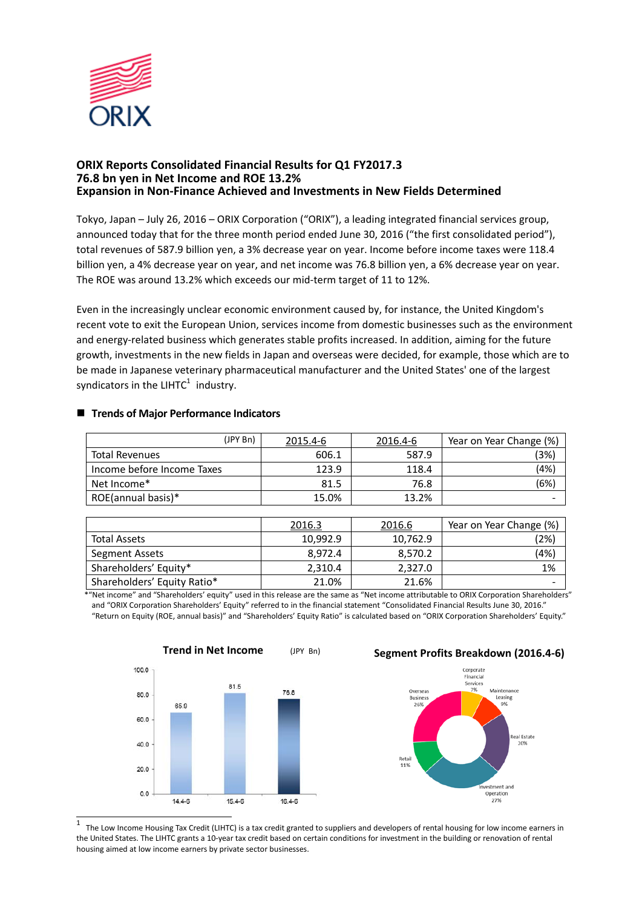# ORIX Reports Consolidated Financial Results for Q1 FY2017.3
## 76.8 bn yen in Net Income and ROE 13.2%
## Expansion in Non-Finance Achieved and Investments in New Fields Determined

Tokyo, Japan – July 26, 2016 – ORIX Corporation ("ORIX"), a leading integrated financial services group, announced today that for the three month period ended June 30, 2016 ("the first consolidated period"), total revenues of 587.9 billion yen, a 3% decrease year on year. Income before income taxes were 118.4 billion yen, a 4% decrease year on year, and net income was 76.8 billion yen, a 6% decrease year on year. The ROE was around 13.2% which exceeds our mid-term target of 11 to 12%.

Even in the increasingly unclear economic environment caused by, for instance, the United Kingdom's recent vote to exit the European Union, services income from domestic businesses such as the environment and energy-related business which generates stable profits increased. In addition, aiming for the future growth, investments in the new fields in Japan and overseas were decided, for example, those which are to be made in Japanese veterinary pharmaceutical manufacturer and the United States' one of the largest syndicators in the LIHTC[1] industry.

### ■ Trends of Major Performance Indicators

| (JPY Bn) | 2015.4-6 | 2016.4-6 | Year on Year Change (%) |
|---|---|---|---|
| Total Revenues | 606.1 | 587.9 | (3%) |
| Income before Income Taxes | 123.9 | 118.4 | (4%) |
| Net Income* | 81.5 | 76.8 | (6%) |
| ROE(annual basis)* | 15.0% | 13.2% | - |

| | 2016.3 | 2016.6 | Year on Year Change (%) |
|---|---|---|---|
| Total Assets | 10,992.9 | 10,762.9 | (2%) |
| Segment Assets | 8,972.4 | 8,570.2 | (4%) |
| Shareholders' Equity* | 2,310.4 | 2,327.0 | 1% |
| Shareholders' Equity Ratio* | 21.0% | 21.6% | - |

*"Net income" and "Shareholders' equity" used in this release are the same as "Net income attributable to ORIX Corporation Shareholders" and "ORIX Corporation Shareholders' Equity" referred to in the financial statement "Consolidated Financial Results June 30, 2016." "Return on Equity (ROE, annual basis)" and "Shareholders' Equity Ratio" is calculated based on "ORIX Corporation Shareholders' Equity."

**Trend in Net Income** (JPY Bn)

| | 14.4-6 | 15.4-6 | 16.4-6 |
|---|---|---|---|
| Net Income | 65.9 | 81.5 | 76.8 |

**Segment Profits Breakdown (2016.4-6)**

| Segment | Share |
|---|---|
| Corporate Financial Services | 7% |
| Maintenance Leasing | 9% |
| Real Estate | 20% |
| Investment and Operation | 27% |
| Retail | 11% |
| Overseas Business | 26% |

[1] The Low Income Housing Tax Credit (LIHTC) is a tax credit granted to suppliers and developers of rental housing for low income earners in the United States. The LIHTC grants a 10-year tax credit based on certain conditions for investment in the building or renovation of rental housing aimed at low income earners by private sector businesses.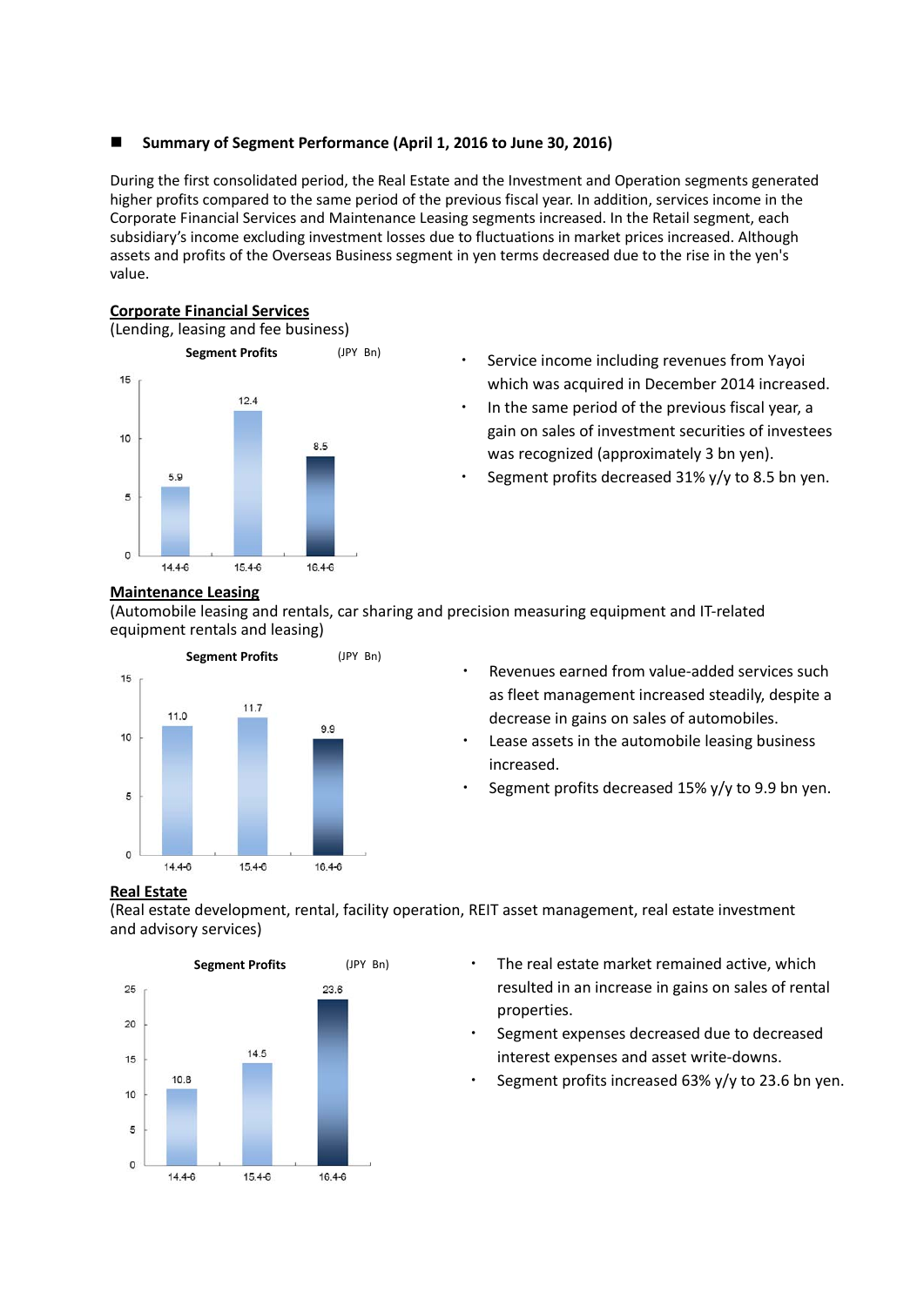## ■ Summary of Segment Performance (April 1, 2016 to June 30, 2016)

During the first consolidated period, the Real Estate and the Investment and Operation segments generated higher profits compared to the same period of the previous fiscal year. In addition, services income in the Corporate Financial Services and Maintenance Leasing segments increased. In the Retail segment, each subsidiary's income excluding investment losses due to fluctuations in market prices increased. Although assets and profits of the Overseas Business segment in yen terms decreased due to the rise in the yen's value.

### Corporate Financial Services

(Lending, leasing and fee business)

**Segment Profits** (JPY Bn)

| 14.4-6 | 15.4-6 | 16.4-6 |
|---|---|---|
| 5.9 | 12.4 | 8.5 |

- Service income including revenues from Yayoi which was acquired in December 2014 increased.
- In the same period of the previous fiscal year, a gain on sales of investment securities of investees was recognized (approximately 3 bn yen).
- Segment profits decreased 31% y/y to 8.5 bn yen.

### Maintenance Leasing

(Automobile leasing and rentals, car sharing and precision measuring equipment and IT-related equipment rentals and leasing)

**Segment Profits** (JPY Bn)

| 14.4-6 | 15.4-6 | 16.4-6 |
|---|---|---|
| 11.0 | 11.7 | 9.9 |

- Revenues earned from value-added services such as fleet management increased steadily, despite a decrease in gains on sales of automobiles.
- Lease assets in the automobile leasing business increased.
- Segment profits decreased 15% y/y to 9.9 bn yen.

### Real Estate

(Real estate development, rental, facility operation, REIT asset management, real estate investment and advisory services)

**Segment Profits** (JPY Bn)

| 14.4-6 | 15.4-6 | 16.4-6 |
|---|---|---|
| 10.8 | 14.5 | 23.6 |

- The real estate market remained active, which resulted in an increase in gains on sales of rental properties.
- Segment expenses decreased due to decreased interest expenses and asset write-downs.
- Segment profits increased 63% y/y to 23.6 bn yen.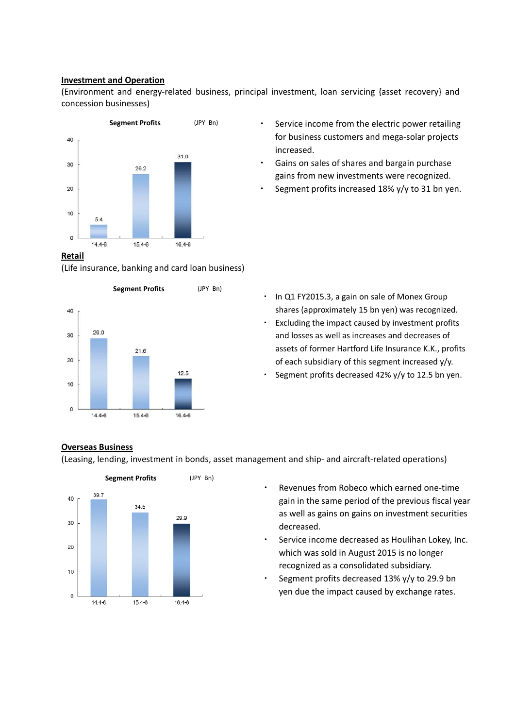**Investment and Operation**

(Environment and energy-related business, principal investment, loan servicing {asset recovery} and concession businesses)

**Segment Profits** (JPY Bn)

| | 14.4-6 | 15.4-6 | 16.4-6 |
|---|---|---|---|
| Segment Profits | 5.4 | 26.2 | 31.0 |

- Service income from the electric power retailing for business customers and mega-solar projects increased.
- Gains on sales of shares and bargain purchase gains from new investments were recognized.
- Segment profits increased 18% y/y to 31 bn yen.

**Retail**

(Life insurance, banking and card loan business)

**Segment Profits** (JPY Bn)

| | 14.4-6 | 15.4-6 | 16.4-6 |
|---|---|---|---|
| Segment Profits | 29.0 | 21.6 | 12.5 |

- In Q1 FY2015.3, a gain on sale of Monex Group shares (approximately 15 bn yen) was recognized.
- Excluding the impact caused by investment profits and losses as well as increases and decreases of assets of former Hartford Life Insurance K.K., profits of each subsidiary of this segment increased y/y.
- Segment profits decreased 42% y/y to 12.5 bn yen.

**Overseas Business**

(Leasing, lending, investment in bonds, asset management and ship- and aircraft-related operations)

**Segment Profits** (JPY Bn)

| | 14.4-6 | 15.4-6 | 16.4-6 |
|---|---|---|---|
| Segment Profits | 39.7 | 34.5 | 29.9 |

- Revenues from Robeco which earned one-time gain in the same period of the previous fiscal year as well as gains on gains on investment securities decreased.
- Service income decreased as Houlihan Lokey, Inc. which was sold in August 2015 is no longer recognized as a consolidated subsidiary.
- Segment profits decreased 13% y/y to 29.9 bn yen due the impact caused by exchange rates.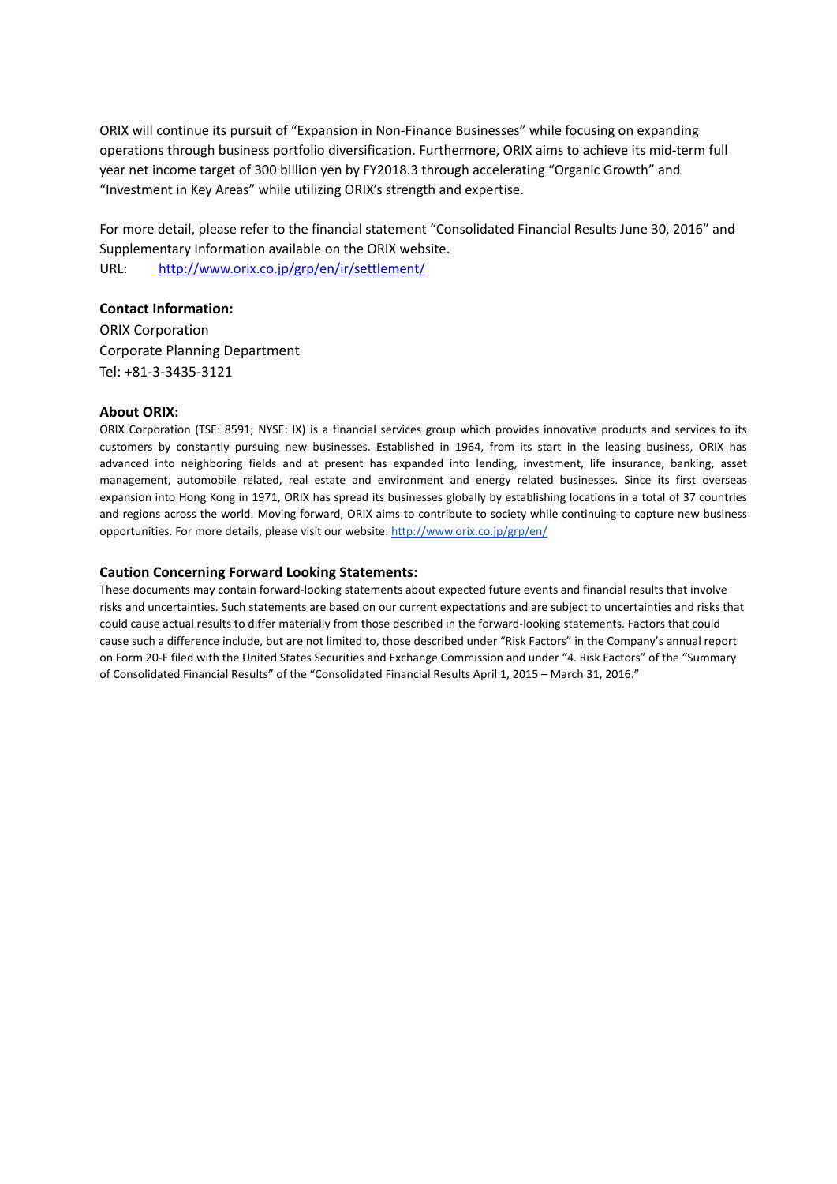ORIX will continue its pursuit of “Expansion in Non-Finance Businesses” while focusing on expanding operations through business portfolio diversification. Furthermore, ORIX aims to achieve its mid-term full year net income target of 300 billion yen by FY2018.3 through accelerating “Organic Growth” and “Investment in Key Areas” while utilizing ORIX’s strength and expertise.

For more detail, please refer to the financial statement “Consolidated Financial Results June 30, 2016” and Supplementary Information available on the ORIX website.

URL: http://www.orix.co.jp/grp/en/ir/settlement/

**Contact Information:**

ORIX Corporation
Corporate Planning Department
Tel: +81-3-3435-3121

**About ORIX:**

ORIX Corporation (TSE: 8591; NYSE: IX) is a financial services group which provides innovative products and services to its customers by constantly pursuing new businesses. Established in 1964, from its start in the leasing business, ORIX has advanced into neighboring fields and at present has expanded into lending, investment, life insurance, banking, asset management, automobile related, real estate and environment and energy related businesses. Since its first overseas expansion into Hong Kong in 1971, ORIX has spread its businesses globally by establishing locations in a total of 37 countries and regions across the world. Moving forward, ORIX aims to contribute to society while continuing to capture new business opportunities. For more details, please visit our website: http://www.orix.co.jp/grp/en/

**Caution Concerning Forward Looking Statements:**

These documents may contain forward-looking statements about expected future events and financial results that involve risks and uncertainties. Such statements are based on our current expectations and are subject to uncertainties and risks that could cause actual results to differ materially from those described in the forward-looking statements. Factors that could cause such a difference include, but are not limited to, those described under “Risk Factors” in the Company’s annual report on Form 20-F filed with the United States Securities and Exchange Commission and under “4. Risk Factors” of the “Summary of Consolidated Financial Results” of the “Consolidated Financial Results April 1, 2015 – March 31, 2016.”